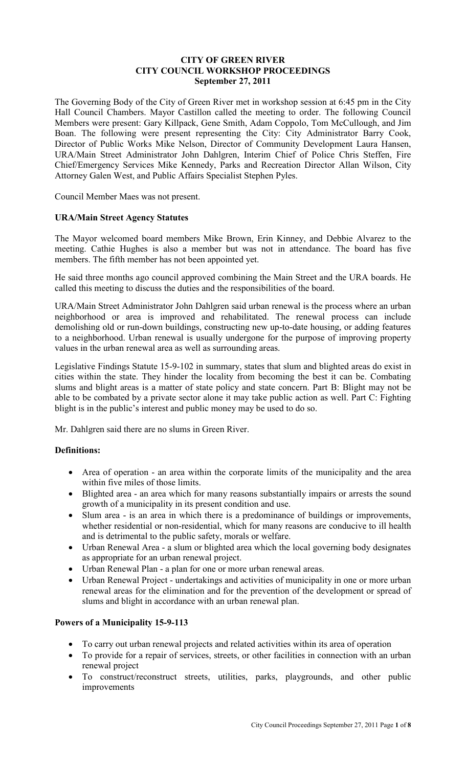**CITY OF GREEN RIVER**
**CITY COUNCIL WORKSHOP PROCEEDINGS**
**September 27, 2011**

The Governing Body of the City of Green River met in workshop session at 6:45 pm in the City Hall Council Chambers. Mayor Castillon called the meeting to order. The following Council Members were present: Gary Killpack, Gene Smith, Adam Coppolo, Tom McCullough, and Jim Boan. The following were present representing the City: City Administrator Barry Cook, Director of Public Works Mike Nelson, Director of Community Development Laura Hansen, URA/Main Street Administrator John Dahlgren, Interim Chief of Police Chris Steffen, Fire Chief/Emergency Services Mike Kennedy, Parks and Recreation Director Allan Wilson, City Attorney Galen West, and Public Affairs Specialist Stephen Pyles.

Council Member Maes was not present.

**URA/Main Street Agency Statutes**

The Mayor welcomed board members Mike Brown, Erin Kinney, and Debbie Alvarez to the meeting. Cathie Hughes is also a member but was not in attendance. The board has five members. The fifth member has not been appointed yet.

He said three months ago council approved combining the Main Street and the URA boards. He called this meeting to discuss the duties and the responsibilities of the board.

URA/Main Street Administrator John Dahlgren said urban renewal is the process where an urban neighborhood or area is improved and rehabilitated. The renewal process can include demolishing old or run-down buildings, constructing new up-to-date housing, or adding features to a neighborhood. Urban renewal is usually undergone for the purpose of improving property values in the urban renewal area as well as surrounding areas.

Legislative Findings Statute 15-9-102 in summary, states that slum and blighted areas do exist in cities within the state. They hinder the locality from becoming the best it can be. Combating slums and blight areas is a matter of state policy and state concern. Part B: Blight may not be able to be combated by a private sector alone it may take public action as well. Part C: Fighting blight is in the public's interest and public money may be used to do so.

Mr. Dahlgren said there are no slums in Green River.

**Definitions:**

- Area of operation - an area within the corporate limits of the municipality and the area within five miles of those limits.
- Blighted area - an area which for many reasons substantially impairs or arrests the sound growth of a municipality in its present condition and use.
- Slum area - is an area in which there is a predominance of buildings or improvements, whether residential or non-residential, which for many reasons are conducive to ill health and is detrimental to the public safety, morals or welfare.
- Urban Renewal Area - a slum or blighted area which the local governing body designates as appropriate for an urban renewal project.
- Urban Renewal Plan - a plan for one or more urban renewal areas.
- Urban Renewal Project - undertakings and activities of municipality in one or more urban renewal areas for the elimination and for the prevention of the development or spread of slums and blight in accordance with an urban renewal plan.

**Powers of a Municipality 15-9-113**

- To carry out urban renewal projects and related activities within its area of operation
- To provide for a repair of services, streets, or other facilities in connection with an urban renewal project
- To construct/reconstruct streets, utilities, parks, playgrounds, and other public improvements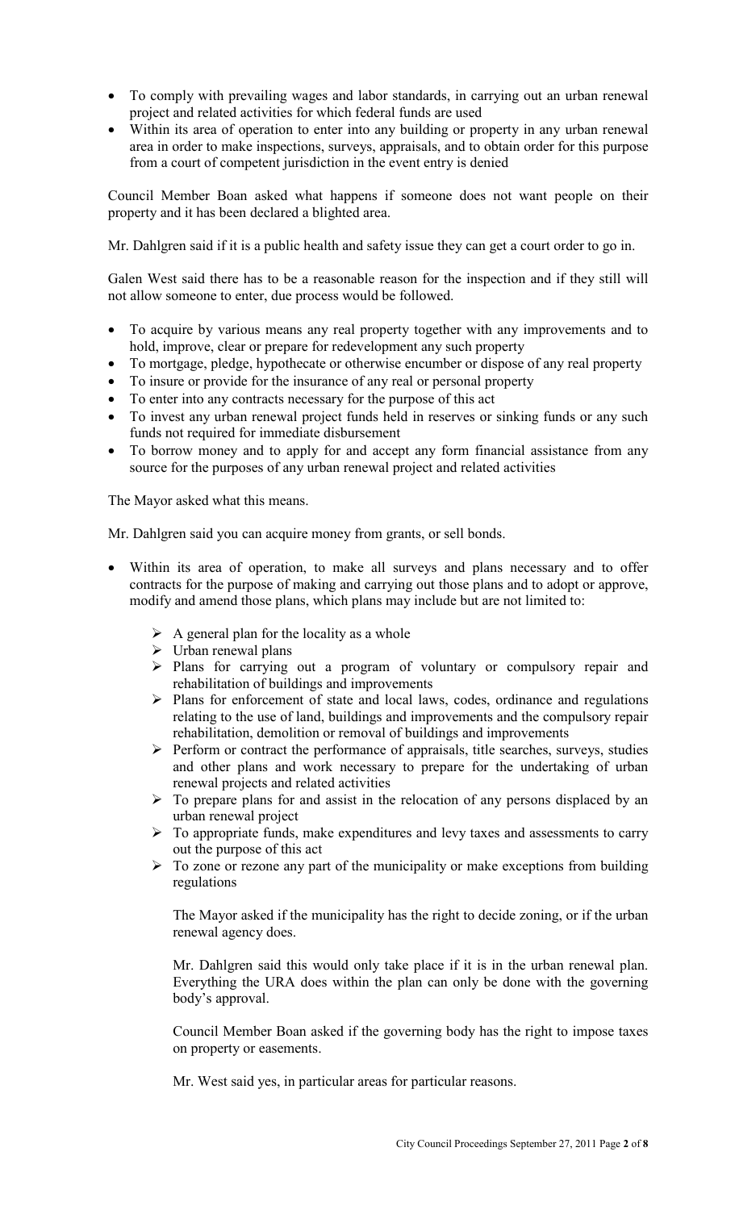- To comply with prevailing wages and labor standards, in carrying out an urban renewal project and related activities for which federal funds are used
- Within its area of operation to enter into any building or property in any urban renewal area in order to make inspections, surveys, appraisals, and to obtain order for this purpose from a court of competent jurisdiction in the event entry is denied

Council Member Boan asked what happens if someone does not want people on their property and it has been declared a blighted area.

Mr. Dahlgren said if it is a public health and safety issue they can get a court order to go in.

Galen West said there has to be a reasonable reason for the inspection and if they still will not allow someone to enter, due process would be followed.

- To acquire by various means any real property together with any improvements and to hold, improve, clear or prepare for redevelopment any such property
- To mortgage, pledge, hypothecate or otherwise encumber or dispose of any real property
- To insure or provide for the insurance of any real or personal property
- To enter into any contracts necessary for the purpose of this act
- To invest any urban renewal project funds held in reserves or sinking funds or any such funds not required for immediate disbursement
- To borrow money and to apply for and accept any form financial assistance from any source for the purposes of any urban renewal project and related activities

The Mayor asked what this means.

Mr. Dahlgren said you can acquire money from grants, or sell bonds.

- Within its area of operation, to make all surveys and plans necessary and to offer contracts for the purpose of making and carrying out those plans and to adopt or approve, modify and amend those plans, which plans may include but are not limited to:
  - A general plan for the locality as a whole
  - Urban renewal plans
  - Plans for carrying out a program of voluntary or compulsory repair and rehabilitation of buildings and improvements
  - Plans for enforcement of state and local laws, codes, ordinance and regulations relating to the use of land, buildings and improvements and the compulsory repair rehabilitation, demolition or removal of buildings and improvements
  - Perform or contract the performance of appraisals, title searches, surveys, studies and other plans and work necessary to prepare for the undertaking of urban renewal projects and related activities
  - To prepare plans for and assist in the relocation of any persons displaced by an urban renewal project
  - To appropriate funds, make expenditures and levy taxes and assessments to carry out the purpose of this act
  - To zone or rezone any part of the municipality or make exceptions from building regulations

  The Mayor asked if the municipality has the right to decide zoning, or if the urban renewal agency does.

  Mr. Dahlgren said this would only take place if it is in the urban renewal plan. Everything the URA does within the plan can only be done with the governing body's approval.

  Council Member Boan asked if the governing body has the right to impose taxes on property or easements.

  Mr. West said yes, in particular areas for particular reasons.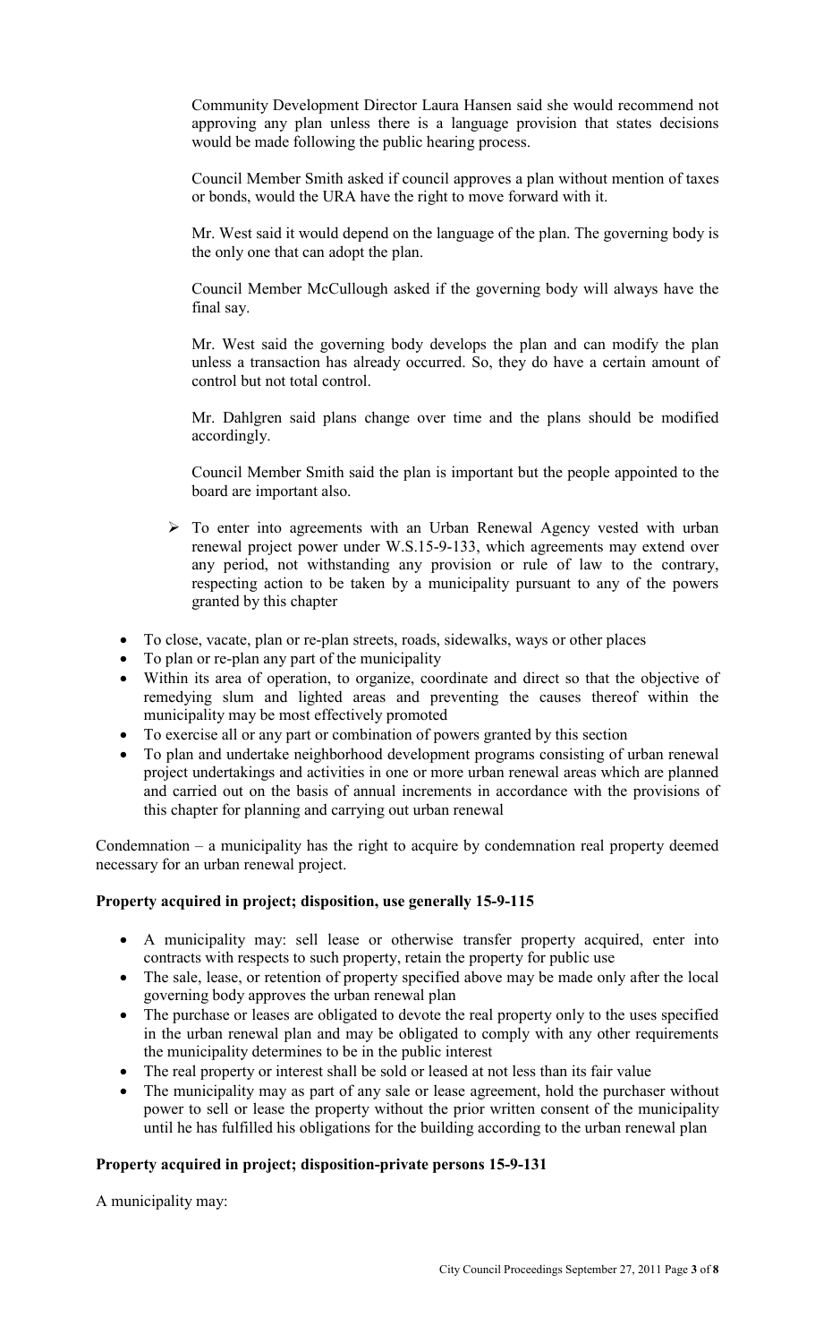Community Development Director Laura Hansen said she would recommend not approving any plan unless there is a language provision that states decisions would be made following the public hearing process.

Council Member Smith asked if council approves a plan without mention of taxes or bonds, would the URA have the right to move forward with it.

Mr. West said it would depend on the language of the plan. The governing body is the only one that can adopt the plan.

Council Member McCullough asked if the governing body will always have the final say.

Mr. West said the governing body develops the plan and can modify the plan unless a transaction has already occurred. So, they do have a certain amount of control but not total control.

Mr. Dahlgren said plans change over time and the plans should be modified accordingly.

Council Member Smith said the plan is important but the people appointed to the board are important also.

- To enter into agreements with an Urban Renewal Agency vested with urban renewal project power under W.S.15-9-133, which agreements may extend over any period, not withstanding any provision or rule of law to the contrary, respecting action to be taken by a municipality pursuant to any of the powers granted by this chapter

- To close, vacate, plan or re-plan streets, roads, sidewalks, ways or other places
- To plan or re-plan any part of the municipality
- Within its area of operation, to organize, coordinate and direct so that the objective of remedying slum and lighted areas and preventing the causes thereof within the municipality may be most effectively promoted
- To exercise all or any part or combination of powers granted by this section
- To plan and undertake neighborhood development programs consisting of urban renewal project undertakings and activities in one or more urban renewal areas which are planned and carried out on the basis of annual increments in accordance with the provisions of this chapter for planning and carrying out urban renewal

Condemnation – a municipality has the right to acquire by condemnation real property deemed necessary for an urban renewal project.

**Property acquired in project; disposition, use generally 15-9-115**

- A municipality may: sell lease or otherwise transfer property acquired, enter into contracts with respects to such property, retain the property for public use
- The sale, lease, or retention of property specified above may be made only after the local governing body approves the urban renewal plan
- The purchase or leases are obligated to devote the real property only to the uses specified in the urban renewal plan and may be obligated to comply with any other requirements the municipality determines to be in the public interest
- The real property or interest shall be sold or leased at not less than its fair value
- The municipality may as part of any sale or lease agreement, hold the purchaser without power to sell or lease the property without the prior written consent of the municipality until he has fulfilled his obligations for the building according to the urban renewal plan

**Property acquired in project; disposition-private persons 15-9-131**

A municipality may: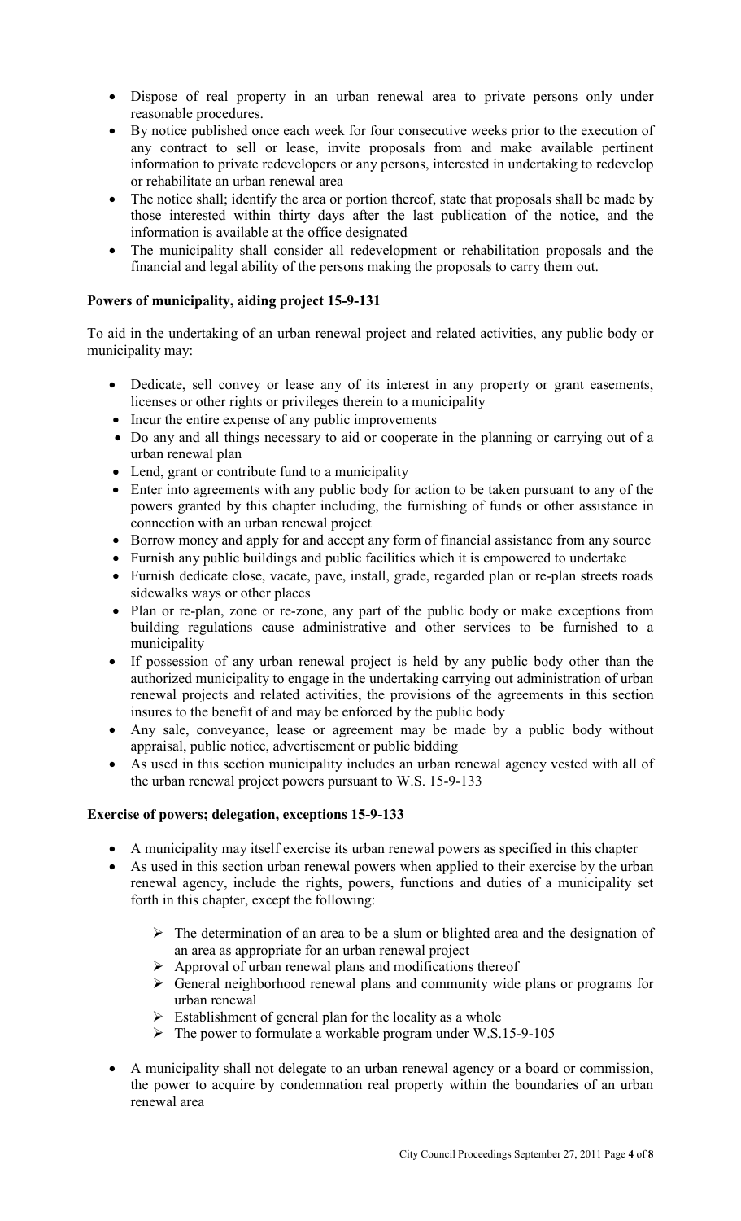- Dispose of real property in an urban renewal area to private persons only under reasonable procedures.
- By notice published once each week for four consecutive weeks prior to the execution of any contract to sell or lease, invite proposals from and make available pertinent information to private redevelopers or any persons, interested in undertaking to redevelop or rehabilitate an urban renewal area
- The notice shall; identify the area or portion thereof, state that proposals shall be made by those interested within thirty days after the last publication of the notice, and the information is available at the office designated
- The municipality shall consider all redevelopment or rehabilitation proposals and the financial and legal ability of the persons making the proposals to carry them out.

**Powers of municipality, aiding project 15-9-131**

To aid in the undertaking of an urban renewal project and related activities, any public body or municipality may:

- Dedicate, sell convey or lease any of its interest in any property or grant easements, licenses or other rights or privileges therein to a municipality
- Incur the entire expense of any public improvements
- Do any and all things necessary to aid or cooperate in the planning or carrying out of a urban renewal plan
- Lend, grant or contribute fund to a municipality
- Enter into agreements with any public body for action to be taken pursuant to any of the powers granted by this chapter including, the furnishing of funds or other assistance in connection with an urban renewal project
- Borrow money and apply for and accept any form of financial assistance from any source
- Furnish any public buildings and public facilities which it is empowered to undertake
- Furnish dedicate close, vacate, pave, install, grade, regarded plan or re-plan streets roads sidewalks ways or other places
- Plan or re-plan, zone or re-zone, any part of the public body or make exceptions from building regulations cause administrative and other services to be furnished to a municipality
- If possession of any urban renewal project is held by any public body other than the authorized municipality to engage in the undertaking carrying out administration of urban renewal projects and related activities, the provisions of the agreements in this section insures to the benefit of and may be enforced by the public body
- Any sale, conveyance, lease or agreement may be made by a public body without appraisal, public notice, advertisement or public bidding
- As used in this section municipality includes an urban renewal agency vested with all of the urban renewal project powers pursuant to W.S. 15-9-133

**Exercise of powers; delegation, exceptions 15-9-133**

- A municipality may itself exercise its urban renewal powers as specified in this chapter
- As used in this section urban renewal powers when applied to their exercise by the urban renewal agency, include the rights, powers, functions and duties of a municipality set forth in this chapter, except the following:
  - The determination of an area to be a slum or blighted area and the designation of an area as appropriate for an urban renewal project
  - Approval of urban renewal plans and modifications thereof
  - General neighborhood renewal plans and community wide plans or programs for urban renewal
  - Establishment of general plan for the locality as a whole
  - The power to formulate a workable program under W.S.15-9-105
- A municipality shall not delegate to an urban renewal agency or a board or commission, the power to acquire by condemnation real property within the boundaries of an urban renewal area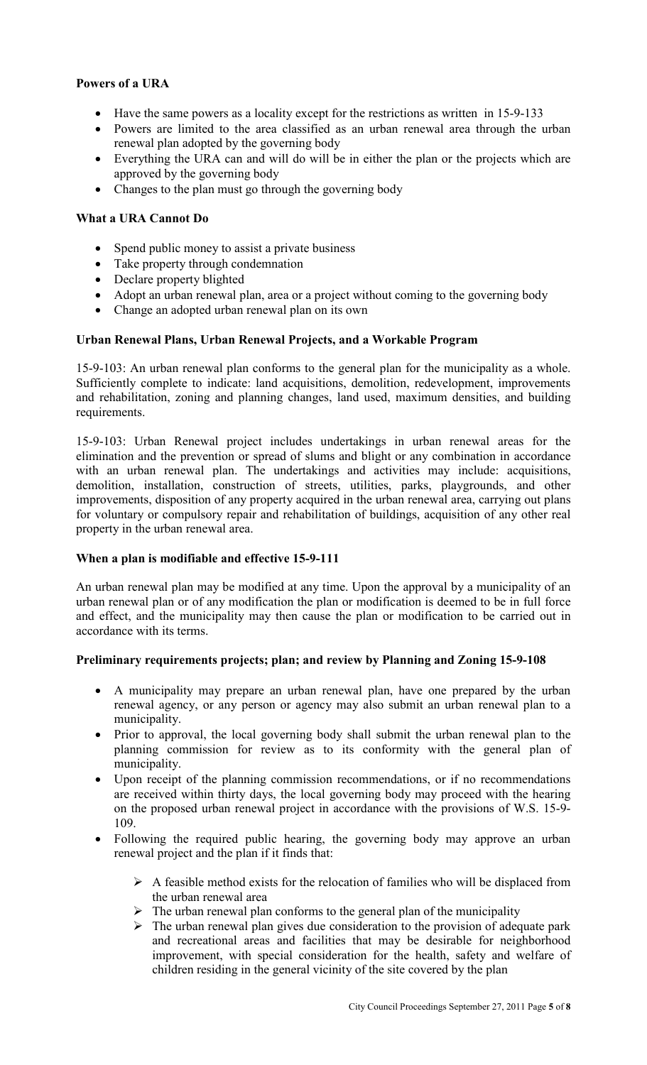**Powers of a URA**

- Have the same powers as a locality except for the restrictions as written in 15-9-133
- Powers are limited to the area classified as an urban renewal area through the urban renewal plan adopted by the governing body
- Everything the URA can and will do will be in either the plan or the projects which are approved by the governing body
- Changes to the plan must go through the governing body

**What a URA Cannot Do**

- Spend public money to assist a private business
- Take property through condemnation
- Declare property blighted
- Adopt an urban renewal plan, area or a project without coming to the governing body
- Change an adopted urban renewal plan on its own

**Urban Renewal Plans, Urban Renewal Projects, and a Workable Program**

15-9-103: An urban renewal plan conforms to the general plan for the municipality as a whole. Sufficiently complete to indicate: land acquisitions, demolition, redevelopment, improvements and rehabilitation, zoning and planning changes, land used, maximum densities, and building requirements.

15-9-103: Urban Renewal project includes undertakings in urban renewal areas for the elimination and the prevention or spread of slums and blight or any combination in accordance with an urban renewal plan. The undertakings and activities may include: acquisitions, demolition, installation, construction of streets, utilities, parks, playgrounds, and other improvements, disposition of any property acquired in the urban renewal area, carrying out plans for voluntary or compulsory repair and rehabilitation of buildings, acquisition of any other real property in the urban renewal area.

**When a plan is modifiable and effective 15-9-111**

An urban renewal plan may be modified at any time. Upon the approval by a municipality of an urban renewal plan or of any modification the plan or modification is deemed to be in full force and effect, and the municipality may then cause the plan or modification to be carried out in accordance with its terms.

**Preliminary requirements projects; plan; and review by Planning and Zoning 15-9-108**

- A municipality may prepare an urban renewal plan, have one prepared by the urban renewal agency, or any person or agency may also submit an urban renewal plan to a municipality.
- Prior to approval, the local governing body shall submit the urban renewal plan to the planning commission for review as to its conformity with the general plan of municipality.
- Upon receipt of the planning commission recommendations, or if no recommendations are received within thirty days, the local governing body may proceed with the hearing on the proposed urban renewal project in accordance with the provisions of W.S. 15-9-109.
- Following the required public hearing, the governing body may approve an urban renewal project and the plan if it finds that:
    - A feasible method exists for the relocation of families who will be displaced from the urban renewal area
    - The urban renewal plan conforms to the general plan of the municipality
    - The urban renewal plan gives due consideration to the provision of adequate park and recreational areas and facilities that may be desirable for neighborhood improvement, with special consideration for the health, safety and welfare of children residing in the general vicinity of the site covered by the plan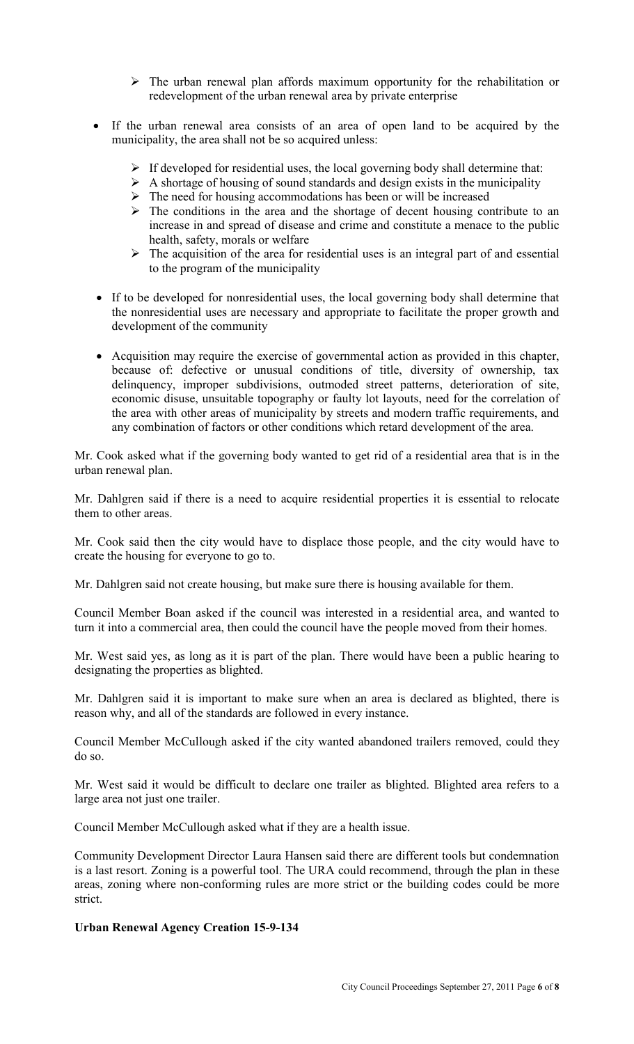- The urban renewal plan affords maximum opportunity for the rehabilitation or redevelopment of the urban renewal area by private enterprise

- If the urban renewal area consists of an area of open land to be acquired by the municipality, the area shall not be so acquired unless:

  - If developed for residential uses, the local governing body shall determine that:
  - A shortage of housing of sound standards and design exists in the municipality
  - The need for housing accommodations has been or will be increased
  - The conditions in the area and the shortage of decent housing contribute to an increase in and spread of disease and crime and constitute a menace to the public health, safety, morals or welfare
  - The acquisition of the area for residential uses is an integral part of and essential to the program of the municipality

- If to be developed for nonresidential uses, the local governing body shall determine that the nonresidential uses are necessary and appropriate to facilitate the proper growth and development of the community

- Acquisition may require the exercise of governmental action as provided in this chapter, because of: defective or unusual conditions of title, diversity of ownership, tax delinquency, improper subdivisions, outmoded street patterns, deterioration of site, economic disuse, unsuitable topography or faulty lot layouts, need for the correlation of the area with other areas of municipality by streets and modern traffic requirements, and any combination of factors or other conditions which retard development of the area.

Mr. Cook asked what if the governing body wanted to get rid of a residential area that is in the urban renewal plan.

Mr. Dahlgren said if there is a need to acquire residential properties it is essential to relocate them to other areas.

Mr. Cook said then the city would have to displace those people, and the city would have to create the housing for everyone to go to.

Mr. Dahlgren said not create housing, but make sure there is housing available for them.

Council Member Boan asked if the council was interested in a residential area, and wanted to turn it into a commercial area, then could the council have the people moved from their homes.

Mr. West said yes, as long as it is part of the plan. There would have been a public hearing to designating the properties as blighted.

Mr. Dahlgren said it is important to make sure when an area is declared as blighted, there is reason why, and all of the standards are followed in every instance.

Council Member McCullough asked if the city wanted abandoned trailers removed, could they do so.

Mr. West said it would be difficult to declare one trailer as blighted. Blighted area refers to a large area not just one trailer.

Council Member McCullough asked what if they are a health issue.

Community Development Director Laura Hansen said there are different tools but condemnation is a last resort. Zoning is a powerful tool. The URA could recommend, through the plan in these areas, zoning where non-conforming rules are more strict or the building codes could be more strict.

**Urban Renewal Agency Creation 15-9-134**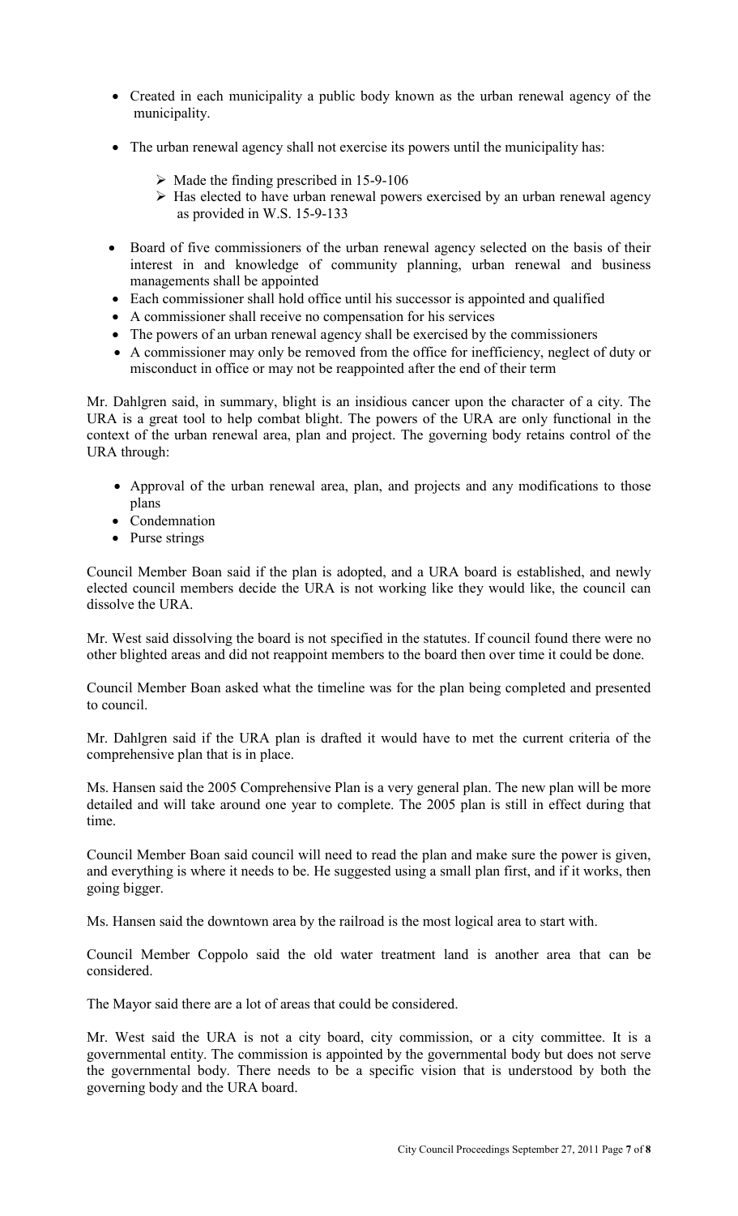- Created in each municipality a public body known as the urban renewal agency of the municipality.
- The urban renewal agency shall not exercise its powers until the municipality has:
  - Made the finding prescribed in 15-9-106
  - Has elected to have urban renewal powers exercised by an urban renewal agency as provided in W.S. 15-9-133
- Board of five commissioners of the urban renewal agency selected on the basis of their interest in and knowledge of community planning, urban renewal and business managements shall be appointed
- Each commissioner shall hold office until his successor is appointed and qualified
- A commissioner shall receive no compensation for his services
- The powers of an urban renewal agency shall be exercised by the commissioners
- A commissioner may only be removed from the office for inefficiency, neglect of duty or misconduct in office or may not be reappointed after the end of their term

Mr. Dahlgren said, in summary, blight is an insidious cancer upon the character of a city. The URA is a great tool to help combat blight. The powers of the URA are only functional in the context of the urban renewal area, plan and project. The governing body retains control of the URA through:

- Approval of the urban renewal area, plan, and projects and any modifications to those plans
- Condemnation
- Purse strings

Council Member Boan said if the plan is adopted, and a URA board is established, and newly elected council members decide the URA is not working like they would like, the council can dissolve the URA.

Mr. West said dissolving the board is not specified in the statutes. If council found there were no other blighted areas and did not reappoint members to the board then over time it could be done.

Council Member Boan asked what the timeline was for the plan being completed and presented to council.

Mr. Dahlgren said if the URA plan is drafted it would have to met the current criteria of the comprehensive plan that is in place.

Ms. Hansen said the 2005 Comprehensive Plan is a very general plan. The new plan will be more detailed and will take around one year to complete. The 2005 plan is still in effect during that time.

Council Member Boan said council will need to read the plan and make sure the power is given, and everything is where it needs to be. He suggested using a small plan first, and if it works, then going bigger.

Ms. Hansen said the downtown area by the railroad is the most logical area to start with.

Council Member Coppolo said the old water treatment land is another area that can be considered.

The Mayor said there are a lot of areas that could be considered.

Mr. West said the URA is not a city board, city commission, or a city committee. It is a governmental entity. The commission is appointed by the governmental body but does not serve the governmental body. There needs to be a specific vision that is understood by both the governing body and the URA board.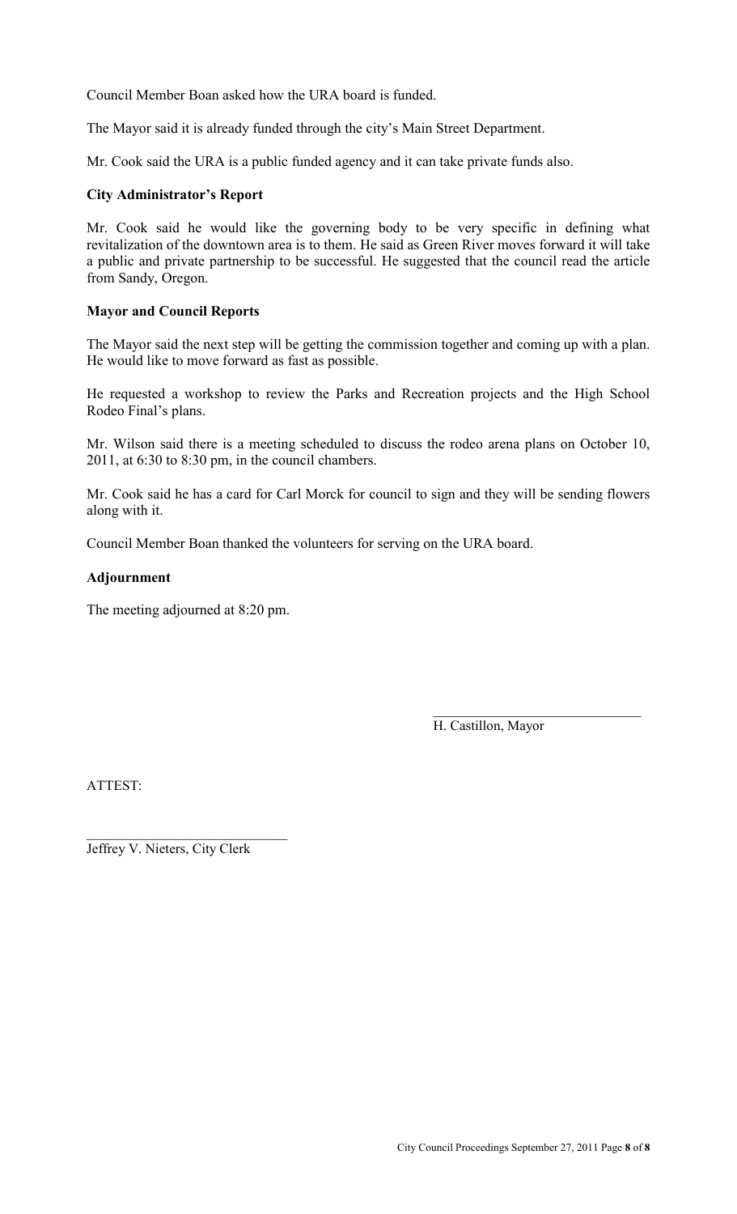Council Member Boan asked how the URA board is funded.

The Mayor said it is already funded through the city's Main Street Department.

Mr. Cook said the URA is a public funded agency and it can take private funds also.

**City Administrator's Report**

Mr. Cook said he would like the governing body to be very specific in defining what revitalization of the downtown area is to them. He said as Green River moves forward it will take a public and private partnership to be successful. He suggested that the council read the article from Sandy, Oregon.

**Mayor and Council Reports**

The Mayor said the next step will be getting the commission together and coming up with a plan. He would like to move forward as fast as possible.

He requested a workshop to review the Parks and Recreation projects and the High School Rodeo Final's plans.

Mr. Wilson said there is a meeting scheduled to discuss the rodeo arena plans on October 10, 2011, at 6:30 to 8:30 pm, in the council chambers.

Mr. Cook said he has a card for Carl Morck for council to sign and they will be sending flowers along with it.

Council Member Boan thanked the volunteers for serving on the URA board.

**Adjournment**

The meeting adjourned at 8:20 pm.

\_\_\_\_\_\_\_\_\_\_\_\_\_\_\_\_\_\_\_\_\_\_\_\_\_\_\_\_\_\_
H. Castillon, Mayor

ATTEST:

\_\_\_\_\_\_\_\_\_\_\_\_\_\_\_\_\_\_\_\_\_\_\_\_\_\_\_\_\_\_
Jeffrey V. Nieters, City Clerk